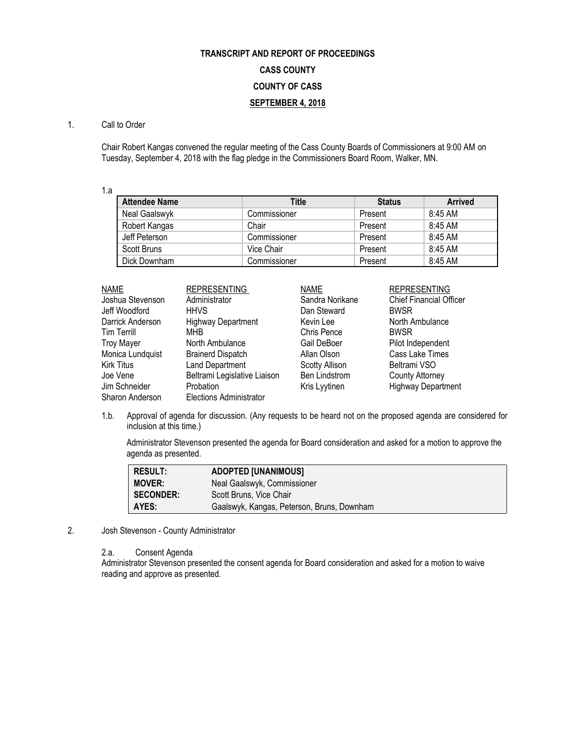**TRANSCRIPT AND REPORT OF PROCEEDINGS**

**CASS COUNTY**

**COUNTY OF CASS**

**SEPTEMBER 4, 2018**

1. Call to Order

Chair Robert Kangas convened the regular meeting of the Cass County Boards of Commissioners at 9:00 AM on Tuesday, September 4, 2018 with the flag pledge in the Commissioners Board Room, Walker, MN.

1.a

| Attendee Name | Title | Status | Arrived |
|---|---|---|---|
| Neal Gaalswyk | Commissioner | Present | 8:45 AM |
| Robert Kangas | Chair | Present | 8:45 AM |
| Jeff Peterson | Commissioner | Present | 8:45 AM |
| Scott Bruns | Vice Chair | Present | 8:45 AM |
| Dick Downham | Commissioner | Present | 8:45 AM |

| NAME | REPRESENTING | NAME | REPRESENTING |
|---|---|---|---|
| Joshua Stevenson | Administrator | Sandra Norikane | Chief Financial Officer |
| Jeff Woodford | HHVS | Dan Steward | BWSR |
| Darrick Anderson | Highway Department | Kevin Lee | North Ambulance |
| Tim Terrill | MHB | Chris Pence | BWSR |
| Troy Mayer | North Ambulance | Gail DeBoer | Pilot Independent |
| Monica Lundquist | Brainerd Dispatch | Allan Olson | Cass Lake Times |
| Kirk Titus | Land Department | Scotty Allison | Beltrami VSO |
| Joe Vene | Beltrami Legislative Liaison | Ben Lindstrom | County Attorney |
| Jim Schneider | Probation | Kris Lyytinen | Highway Department |
| Sharon Anderson | Elections Administrator | | |

1.b. Approval of agenda for discussion. (Any requests to be heard not on the proposed agenda are considered for inclusion at this time.)

Administrator Stevenson presented the agenda for Board consideration and asked for a motion to approve the agenda as presented.

| | |
|---|---|
| **RESULT:** | **ADOPTED [UNANIMOUS]** |
| **MOVER:** | Neal Gaalswyk, Commissioner |
| **SECONDER:** | Scott Bruns, Vice Chair |
| **AYES:** | Gaalswyk, Kangas, Peterson, Bruns, Downham |

2. Josh Stevenson - County Administrator

2.a. Consent Agenda

Administrator Stevenson presented the consent agenda for Board consideration and asked for a motion to waive reading and approve as presented.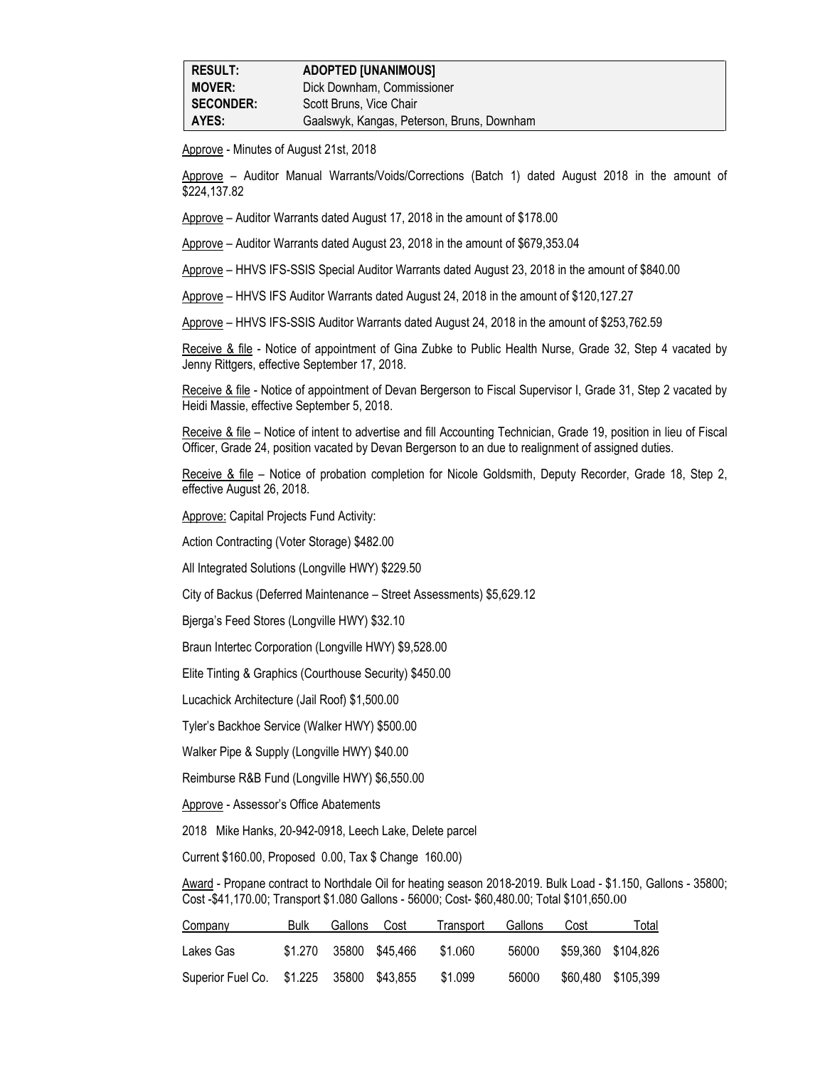| RESULT: | ADOPTED [UNANIMOUS] |
|---|---|
| MOVER: | Dick Downham, Commissioner |
| SECONDER: | Scott Bruns, Vice Chair |
| AYES: | Gaalswyk, Kangas, Peterson, Bruns, Downham |

Approve - Minutes of August 21st, 2018

Approve – Auditor Manual Warrants/Voids/Corrections (Batch 1) dated August 2018 in the amount of $224,137.82

Approve – Auditor Warrants dated August 17, 2018 in the amount of $178.00

Approve – Auditor Warrants dated August 23, 2018 in the amount of $679,353.04

Approve – HHVS IFS-SSIS Special Auditor Warrants dated August 23, 2018 in the amount of $840.00

Approve – HHVS IFS Auditor Warrants dated August 24, 2018 in the amount of $120,127.27

Approve – HHVS IFS-SSIS Auditor Warrants dated August 24, 2018 in the amount of $253,762.59

Receive & file - Notice of appointment of Gina Zubke to Public Health Nurse, Grade 32, Step 4 vacated by Jenny Rittgers, effective September 17, 2018.

Receive & file - Notice of appointment of Devan Bergerson to Fiscal Supervisor I, Grade 31, Step 2 vacated by Heidi Massie, effective September 5, 2018.

Receive & file – Notice of intent to advertise and fill Accounting Technician, Grade 19, position in lieu of Fiscal Officer, Grade 24, position vacated by Devan Bergerson to an due to realignment of assigned duties.

Receive & file – Notice of probation completion for Nicole Goldsmith, Deputy Recorder, Grade 18, Step 2, effective August 26, 2018.

Approve: Capital Projects Fund Activity:

Action Contracting (Voter Storage) $482.00

All Integrated Solutions (Longville HWY) $229.50

City of Backus (Deferred Maintenance – Street Assessments) $5,629.12

Bjerga's Feed Stores (Longville HWY) $32.10

Braun Intertec Corporation (Longville HWY) $9,528.00

Elite Tinting & Graphics (Courthouse Security) $450.00

Lucachick Architecture (Jail Roof) $1,500.00

Tyler's Backhoe Service (Walker HWY) $500.00

Walker Pipe & Supply (Longville HWY) $40.00

Reimburse R&B Fund (Longville HWY) $6,550.00

Approve - Assessor's Office Abatements

2018 Mike Hanks, 20-942-0918, Leech Lake, Delete parcel

Current $160.00, Proposed 0.00, Tax $ Change 160.00)

Award - Propane contract to Northdale Oil for heating season 2018-2019. Bulk Load - $1.150, Gallons - 35800; Cost -$41,170.00; Transport $1.080 Gallons - 56000; Cost- $60,480.00; Total $101,650.00

| Company | Bulk | Gallons | Cost | Transport | Gallons | Cost | Total |
|---|---|---|---|---|---|---|---|
| Lakes Gas | $1.270 | 35800 | $45,466 | $1.060 | 56000 | $59,360 | $104,826 |
| Superior Fuel Co. | $1.225 | 35800 | $43,855 | $1.099 | 56000 | $60,480 | $105,399 |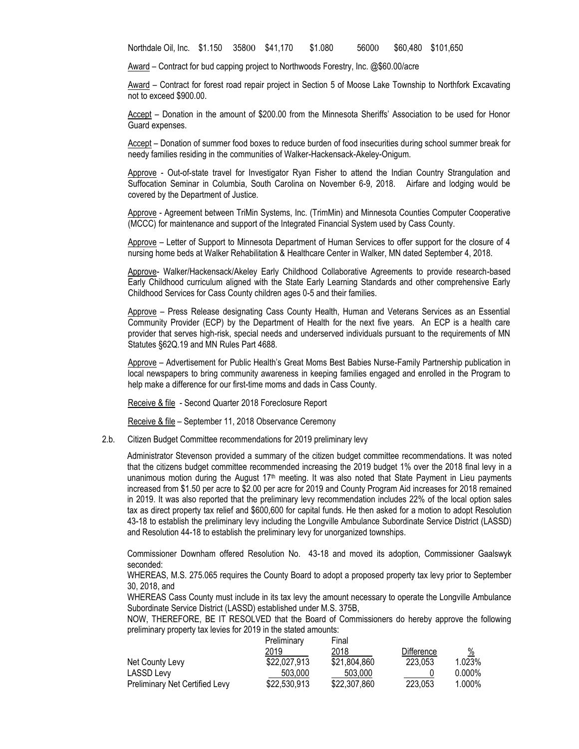Northdale Oil, Inc. $1.150 35800 $41,170 $1.080 56000 $60,480 $101,650

Award – Contract for bud capping project to Northwoods Forestry, Inc. @$60.00/acre

Award – Contract for forest road repair project in Section 5 of Moose Lake Township to Northfork Excavating not to exceed $900.00.

Accept – Donation in the amount of $200.00 from the Minnesota Sheriffs' Association to be used for Honor Guard expenses.

Accept – Donation of summer food boxes to reduce burden of food insecurities during school summer break for needy families residing in the communities of Walker-Hackensack-Akeley-Onigum.

Approve - Out-of-state travel for Investigator Ryan Fisher to attend the Indian Country Strangulation and Suffocation Seminar in Columbia, South Carolina on November 6-9, 2018. Airfare and lodging would be covered by the Department of Justice.

Approve - Agreement between TriMin Systems, Inc. (TrimMin) and Minnesota Counties Computer Cooperative (MCCC) for maintenance and support of the Integrated Financial System used by Cass County.

Approve – Letter of Support to Minnesota Department of Human Services to offer support for the closure of 4 nursing home beds at Walker Rehabilitation & Healthcare Center in Walker, MN dated September 4, 2018.

Approve- Walker/Hackensack/Akeley Early Childhood Collaborative Agreements to provide research-based Early Childhood curriculum aligned with the State Early Learning Standards and other comprehensive Early Childhood Services for Cass County children ages 0-5 and their families.

Approve – Press Release designating Cass County Health, Human and Veterans Services as an Essential Community Provider (ECP) by the Department of Health for the next five years. An ECP is a health care provider that serves high-risk, special needs and underserved individuals pursuant to the requirements of MN Statutes §62Q.19 and MN Rules Part 4688.

Approve – Advertisement for Public Health's Great Moms Best Babies Nurse-Family Partnership publication in local newspapers to bring community awareness in keeping families engaged and enrolled in the Program to help make a difference for our first-time moms and dads in Cass County.

Receive & file - Second Quarter 2018 Foreclosure Report

Receive & file – September 11, 2018 Observance Ceremony

2.b. Citizen Budget Committee recommendations for 2019 preliminary levy

Administrator Stevenson provided a summary of the citizen budget committee recommendations. It was noted that the citizens budget committee recommended increasing the 2019 budget 1% over the 2018 final levy in a unanimous motion during the August 17th meeting. It was also noted that State Payment in Lieu payments increased from $1.50 per acre to $2.00 per acre for 2019 and County Program Aid increases for 2018 remained in 2019. It was also reported that the preliminary levy recommendation includes 22% of the local option sales tax as direct property tax relief and $600,600 for capital funds. He then asked for a motion to adopt Resolution 43-18 to establish the preliminary levy including the Longville Ambulance Subordinate Service District (LASSD) and Resolution 44-18 to establish the preliminary levy for unorganized townships.

Commissioner Downham offered Resolution No. 43-18 and moved its adoption, Commissioner Gaalswyk seconded:

WHEREAS, M.S. 275.065 requires the County Board to adopt a proposed property tax levy prior to September 30, 2018, and

WHEREAS Cass County must include in its tax levy the amount necessary to operate the Longville Ambulance Subordinate Service District (LASSD) established under M.S. 375B,

NOW, THEREFORE, BE IT RESOLVED that the Board of Commissioners do hereby approve the following preliminary property tax levies for 2019 in the stated amounts:

| | Preliminary 2019 | Final 2018 | Difference | % |
|---|---|---|---|---|
| Net County Levy | $22,027,913 | $21,804,860 | 223,053 | 1.023% |
| LASSD Levy | 503,000 | 503,000 | 0 | 0.000% |
| Preliminary Net Certified Levy | $22,530,913 | $22,307,860 | 223,053 | 1.000% |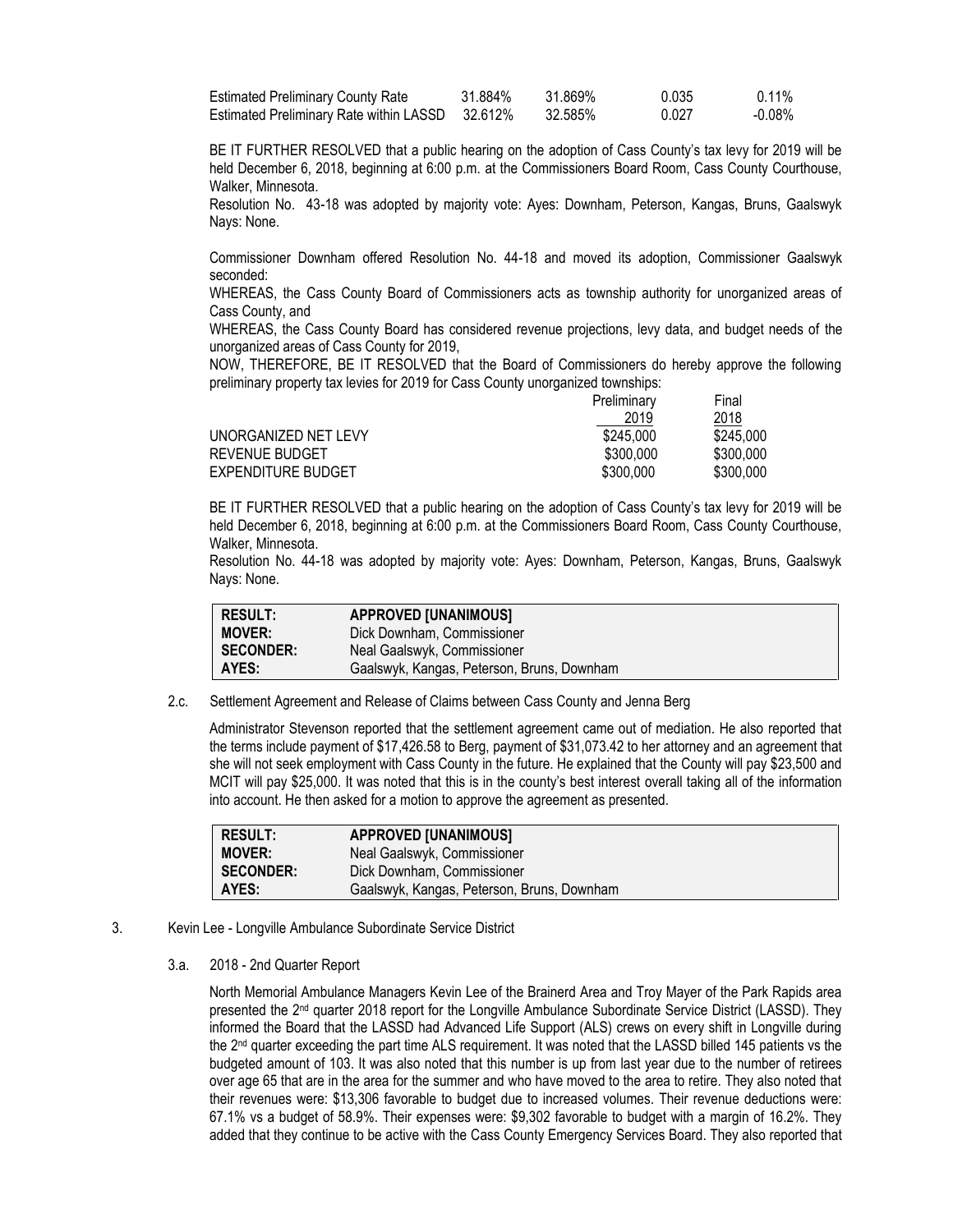| | | | | |
|---|---|---|---|---|
| Estimated Preliminary County Rate | 31.884% | 31.869% | 0.035 | 0.11% |
| Estimated Preliminary Rate within LASSD | 32.612% | 32.585% | 0.027 | -0.08% |

BE IT FURTHER RESOLVED that a public hearing on the adoption of Cass County's tax levy for 2019 will be held December 6, 2018, beginning at 6:00 p.m. at the Commissioners Board Room, Cass County Courthouse, Walker, Minnesota.

Resolution No. 43-18 was adopted by majority vote: Ayes: Downham, Peterson, Kangas, Bruns, Gaalswyk Nays: None.

Commissioner Downham offered Resolution No. 44-18 and moved its adoption, Commissioner Gaalswyk seconded:

WHEREAS, the Cass County Board of Commissioners acts as township authority for unorganized areas of Cass County, and

WHEREAS, the Cass County Board has considered revenue projections, levy data, and budget needs of the unorganized areas of Cass County for 2019,

NOW, THEREFORE, BE IT RESOLVED that the Board of Commissioners do hereby approve the following preliminary property tax levies for 2019 for Cass County unorganized townships:

| | Preliminary 2019 | Final 2018 |
|---|---|---|
| UNORGANIZED NET LEVY | $245,000 | $245,000 |
| REVENUE BUDGET | $300,000 | $300,000 |
| EXPENDITURE BUDGET | $300,000 | $300,000 |

BE IT FURTHER RESOLVED that a public hearing on the adoption of Cass County's tax levy for 2019 will be held December 6, 2018, beginning at 6:00 p.m. at the Commissioners Board Room, Cass County Courthouse, Walker, Minnesota.

Resolution No. 44-18 was adopted by majority vote: Ayes: Downham, Peterson, Kangas, Bruns, Gaalswyk Nays: None.

| | |
|---|---|
| **RESULT:** | **APPROVED [UNANIMOUS]** |
| **MOVER:** | Dick Downham, Commissioner |
| **SECONDER:** | Neal Gaalswyk, Commissioner |
| **AYES:** | Gaalswyk, Kangas, Peterson, Bruns, Downham |

2.c. Settlement Agreement and Release of Claims between Cass County and Jenna Berg

Administrator Stevenson reported that the settlement agreement came out of mediation. He also reported that the terms include payment of $17,426.58 to Berg, payment of $31,073.42 to her attorney and an agreement that she will not seek employment with Cass County in the future. He explained that the County will pay $23,500 and MCIT will pay $25,000. It was noted that this is in the county's best interest overall taking all of the information into account. He then asked for a motion to approve the agreement as presented.

| | |
|---|---|
| **RESULT:** | **APPROVED [UNANIMOUS]** |
| **MOVER:** | Neal Gaalswyk, Commissioner |
| **SECONDER:** | Dick Downham, Commissioner |
| **AYES:** | Gaalswyk, Kangas, Peterson, Bruns, Downham |

3. Kevin Lee - Longville Ambulance Subordinate Service District

3.a. 2018 - 2nd Quarter Report

North Memorial Ambulance Managers Kevin Lee of the Brainerd Area and Troy Mayer of the Park Rapids area presented the 2nd quarter 2018 report for the Longville Ambulance Subordinate Service District (LASSD). They informed the Board that the LASSD had Advanced Life Support (ALS) crews on every shift in Longville during the 2nd quarter exceeding the part time ALS requirement. It was noted that the LASSD billed 145 patients vs the budgeted amount of 103. It was also noted that this number is up from last year due to the number of retirees over age 65 that are in the area for the summer and who have moved to the area to retire. They also noted that their revenues were: $13,306 favorable to budget due to increased volumes. Their revenue deductions were: 67.1% vs a budget of 58.9%. Their expenses were: $9,302 favorable to budget with a margin of 16.2%. They added that they continue to be active with the Cass County Emergency Services Board. They also reported that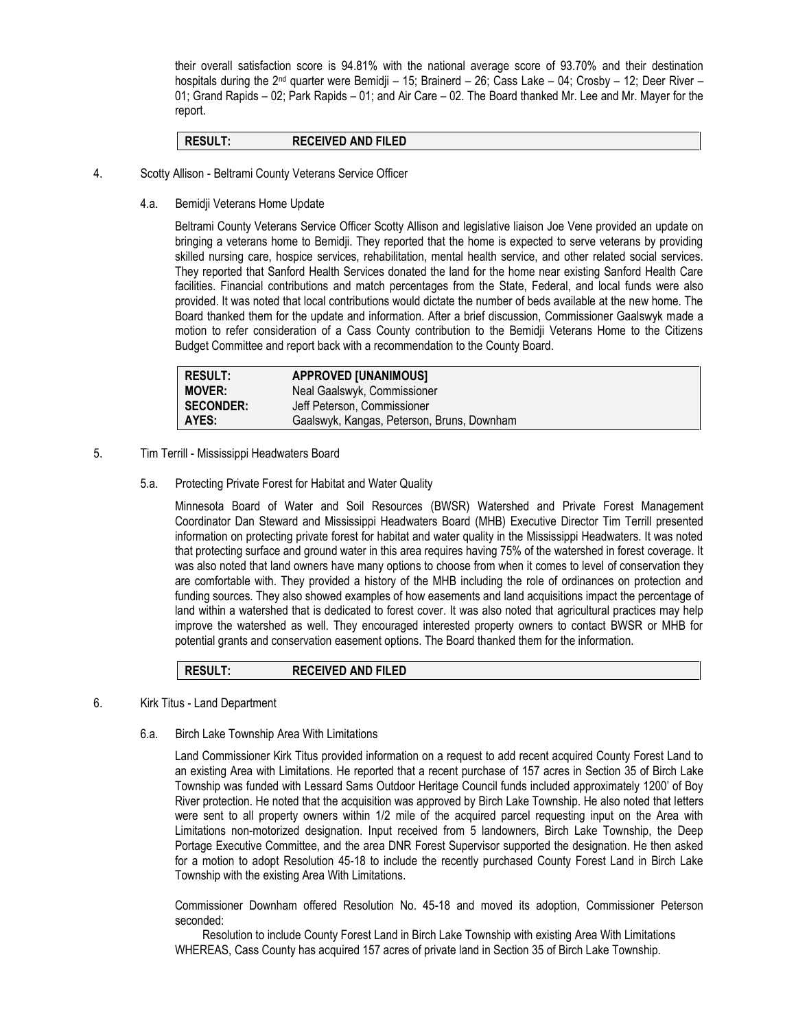their overall satisfaction score is 94.81% with the national average score of 93.70% and their destination hospitals during the 2nd quarter were Bemidji – 15; Brainerd – 26; Cass Lake – 04; Crosby – 12; Deer River – 01; Grand Rapids – 02; Park Rapids – 01; and Air Care – 02. The Board thanked Mr. Lee and Mr. Mayer for the report.

| RESULT: | RECEIVED AND FILED |
|---|---|

4. Scotty Allison - Beltrami County Veterans Service Officer

4.a. Bemidji Veterans Home Update

Beltrami County Veterans Service Officer Scotty Allison and legislative liaison Joe Vene provided an update on bringing a veterans home to Bemidji. They reported that the home is expected to serve veterans by providing skilled nursing care, hospice services, rehabilitation, mental health service, and other related social services. They reported that Sanford Health Services donated the land for the home near existing Sanford Health Care facilities. Financial contributions and match percentages from the State, Federal, and local funds were also provided. It was noted that local contributions would dictate the number of beds available at the new home. The Board thanked them for the update and information. After a brief discussion, Commissioner Gaalswyk made a motion to refer consideration of a Cass County contribution to the Bemidji Veterans Home to the Citizens Budget Committee and report back with a recommendation to the County Board.

| RESULT: | APPROVED [UNANIMOUS] |
|---|---|
| MOVER: | Neal Gaalswyk, Commissioner |
| SECONDER: | Jeff Peterson, Commissioner |
| AYES: | Gaalswyk, Kangas, Peterson, Bruns, Downham |

5. Tim Terrill - Mississippi Headwaters Board

5.a. Protecting Private Forest for Habitat and Water Quality

Minnesota Board of Water and Soil Resources (BWSR) Watershed and Private Forest Management Coordinator Dan Steward and Mississippi Headwaters Board (MHB) Executive Director Tim Terrill presented information on protecting private forest for habitat and water quality in the Mississippi Headwaters. It was noted that protecting surface and ground water in this area requires having 75% of the watershed in forest coverage. It was also noted that land owners have many options to choose from when it comes to level of conservation they are comfortable with. They provided a history of the MHB including the role of ordinances on protection and funding sources. They also showed examples of how easements and land acquisitions impact the percentage of land within a watershed that is dedicated to forest cover. It was also noted that agricultural practices may help improve the watershed as well. They encouraged interested property owners to contact BWSR or MHB for potential grants and conservation easement options. The Board thanked them for the information.

| RESULT: | RECEIVED AND FILED |
|---|---|

6. Kirk Titus - Land Department

6.a. Birch Lake Township Area With Limitations

Land Commissioner Kirk Titus provided information on a request to add recent acquired County Forest Land to an existing Area with Limitations. He reported that a recent purchase of 157 acres in Section 35 of Birch Lake Township was funded with Lessard Sams Outdoor Heritage Council funds included approximately 1200' of Boy River protection. He noted that the acquisition was approved by Birch Lake Township. He also noted that letters were sent to all property owners within 1/2 mile of the acquired parcel requesting input on the Area with Limitations non-motorized designation. Input received from 5 landowners, Birch Lake Township, the Deep Portage Executive Committee, and the area DNR Forest Supervisor supported the designation. He then asked for a motion to adopt Resolution 45-18 to include the recently purchased County Forest Land in Birch Lake Township with the existing Area With Limitations.

Commissioner Downham offered Resolution No. 45-18 and moved its adoption, Commissioner Peterson seconded:

Resolution to include County Forest Land in Birch Lake Township with existing Area With Limitations
WHEREAS, Cass County has acquired 157 acres of private land in Section 35 of Birch Lake Township.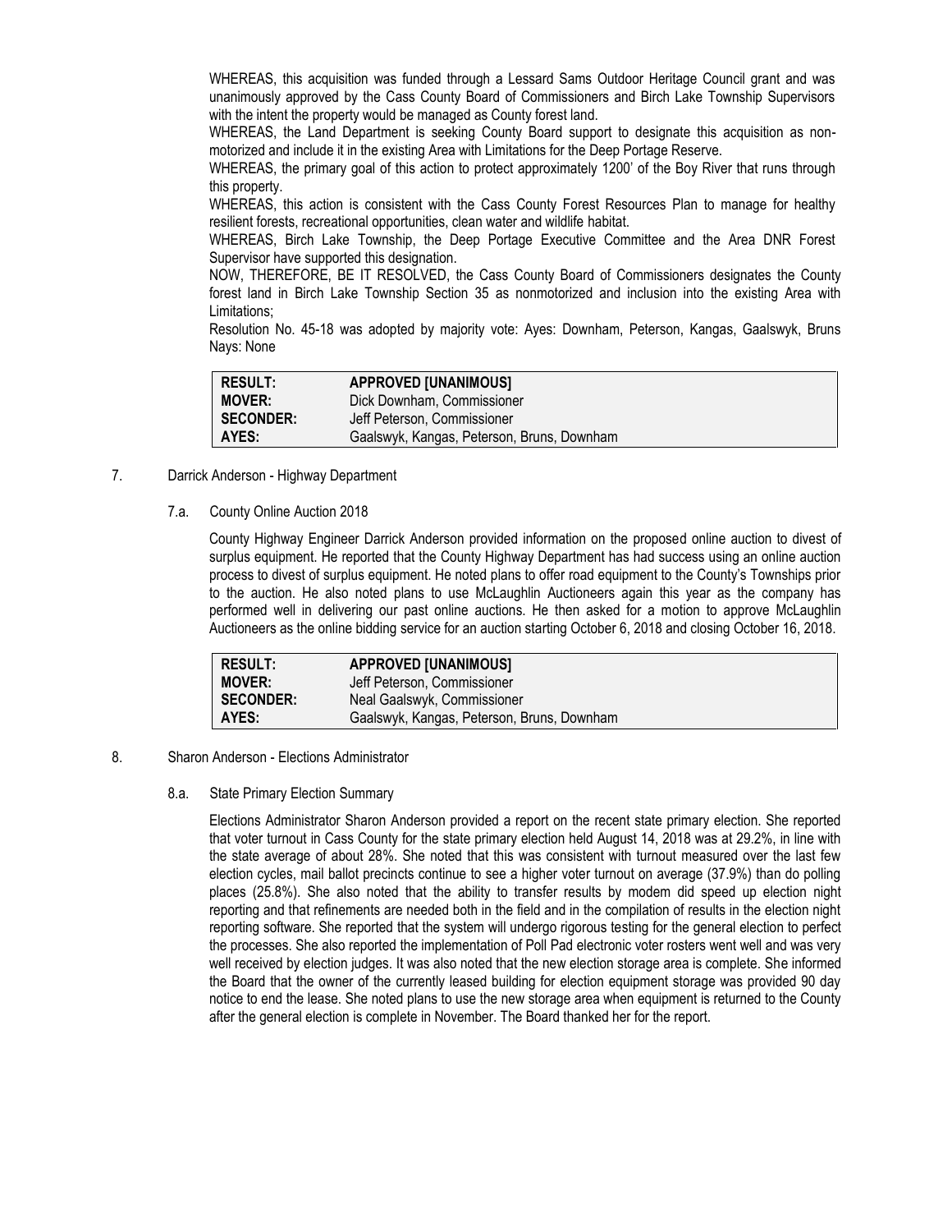WHEREAS, this acquisition was funded through a Lessard Sams Outdoor Heritage Council grant and was unanimously approved by the Cass County Board of Commissioners and Birch Lake Township Supervisors with the intent the property would be managed as County forest land.

WHEREAS, the Land Department is seeking County Board support to designate this acquisition as non-motorized and include it in the existing Area with Limitations for the Deep Portage Reserve.

WHEREAS, the primary goal of this action to protect approximately 1200' of the Boy River that runs through this property.

WHEREAS, this action is consistent with the Cass County Forest Resources Plan to manage for healthy resilient forests, recreational opportunities, clean water and wildlife habitat.

WHEREAS, Birch Lake Township, the Deep Portage Executive Committee and the Area DNR Forest Supervisor have supported this designation.

NOW, THEREFORE, BE IT RESOLVED, the Cass County Board of Commissioners designates the County forest land in Birch Lake Township Section 35 as nonmotorized and inclusion into the existing Area with Limitations;

Resolution No. 45-18 was adopted by majority vote: Ayes: Downham, Peterson, Kangas, Gaalswyk, Bruns Nays: None

| | |
|---|---|
| **RESULT:** | **APPROVED [UNANIMOUS]** |
| **MOVER:** | Dick Downham, Commissioner |
| **SECONDER:** | Jeff Peterson, Commissioner |
| **AYES:** | Gaalswyk, Kangas, Peterson, Bruns, Downham |

7. Darrick Anderson - Highway Department

7.a. County Online Auction 2018

County Highway Engineer Darrick Anderson provided information on the proposed online auction to divest of surplus equipment. He reported that the County Highway Department has had success using an online auction process to divest of surplus equipment. He noted plans to offer road equipment to the County's Townships prior to the auction. He also noted plans to use McLaughlin Auctioneers again this year as the company has performed well in delivering our past online auctions. He then asked for a motion to approve McLaughlin Auctioneers as the online bidding service for an auction starting October 6, 2018 and closing October 16, 2018.

| | |
|---|---|
| **RESULT:** | **APPROVED [UNANIMOUS]** |
| **MOVER:** | Jeff Peterson, Commissioner |
| **SECONDER:** | Neal Gaalswyk, Commissioner |
| **AYES:** | Gaalswyk, Kangas, Peterson, Bruns, Downham |

8. Sharon Anderson - Elections Administrator

8.a. State Primary Election Summary

Elections Administrator Sharon Anderson provided a report on the recent state primary election. She reported that voter turnout in Cass County for the state primary election held August 14, 2018 was at 29.2%, in line with the state average of about 28%. She noted that this was consistent with turnout measured over the last few election cycles, mail ballot precincts continue to see a higher voter turnout on average (37.9%) than do polling places (25.8%). She also noted that the ability to transfer results by modem did speed up election night reporting and that refinements are needed both in the field and in the compilation of results in the election night reporting software. She reported that the system will undergo rigorous testing for the general election to perfect the processes. She also reported the implementation of Poll Pad electronic voter rosters went well and was very well received by election judges. It was also noted that the new election storage area is complete. She informed the Board that the owner of the currently leased building for election equipment storage was provided 90 day notice to end the lease. She noted plans to use the new storage area when equipment is returned to the County after the general election is complete in November. The Board thanked her for the report.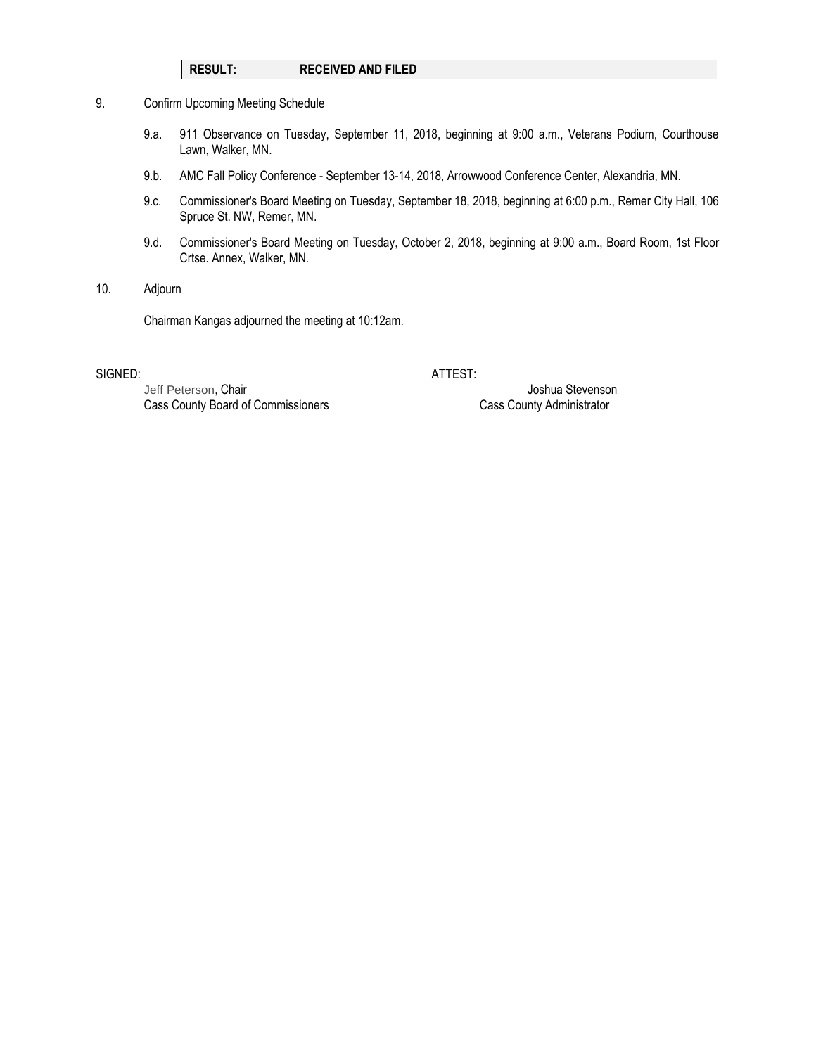| RESULT: | RECEIVED AND FILED |
| --- | --- |

9. Confirm Upcoming Meeting Schedule

   9.a. 911 Observance on Tuesday, September 11, 2018, beginning at 9:00 a.m., Veterans Podium, Courthouse Lawn, Walker, MN.

   9.b. AMC Fall Policy Conference - September 13-14, 2018, Arrowwood Conference Center, Alexandria, MN.

   9.c. Commissioner's Board Meeting on Tuesday, September 18, 2018, beginning at 6:00 p.m., Remer City Hall, 106 Spruce St. NW, Remer, MN.

   9.d. Commissioner's Board Meeting on Tuesday, October 2, 2018, beginning at 9:00 a.m., Board Room, 1st Floor Crtse. Annex, Walker, MN.

10. Adjourn

    Chairman Kangas adjourned the meeting at 10:12am.

SIGNED: \_\_\_\_\_\_\_\_\_\_\_\_\_\_\_\_\_\_\_\_\_\_\_\_\_\_
Jeff Peterson, Chair
Cass County Board of Commissioners

ATTEST: \_\_\_\_\_\_\_\_\_\_\_\_\_\_\_\_\_\_\_\_\_\_\_\_\_\_
Joshua Stevenson
Cass County Administrator